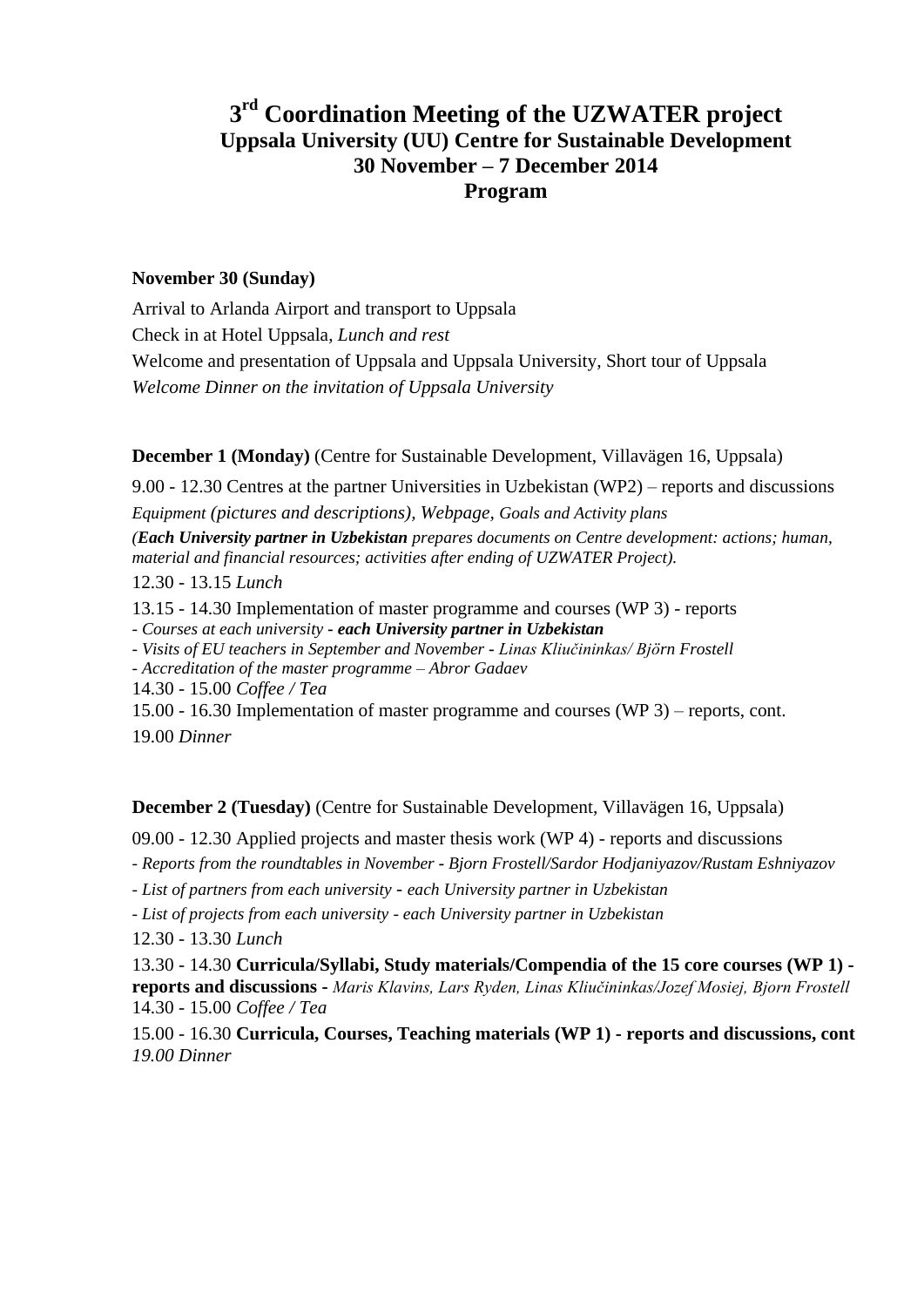# 3rd Coordination Meeting of the UZWATER project

## Uppsala University (UU) Centre for Sustainable Development
## 30 November – 7 December 2014
## Program

**November 30 (Sunday)**

Arrival to Arlanda Airport and transport to Uppsala

Check in at Hotel Uppsala, *Lunch and rest*

Welcome and presentation of Uppsala and Uppsala University, Short tour of Uppsala

*Welcome Dinner on the invitation of Uppsala University*

**December 1 (Monday)** (Centre for Sustainable Development, Villavägen 16, Uppsala)

9.00 - 12.30 Centres at the partner Universities in Uzbekistan (WP2) – reports and discussions

*Equipment (pictures and descriptions), Webpage, Goals and Activity plans*

*(**Each University partner in Uzbekistan** prepares documents on Centre development: actions; human, material and financial resources; activities after ending of UZWATER Project).*

12.30 - 13.15 *Lunch*

13.15 - 14.30 Implementation of master programme and courses (WP 3) - reports

- *Courses at each university - **each University partner in Uzbekistan***
- *Visits of EU teachers in September and November - Linas Kliučininkas/ Björn Frostell*
- *Accreditation of the master programme – Abror Gadaev*

14.30 - 15.00 *Coffee / Tea*

15.00 - 16.30 Implementation of master programme and courses (WP 3) – reports, cont.

19.00 *Dinner*

**December 2 (Tuesday)** (Centre for Sustainable Development, Villavägen 16, Uppsala)

09.00 - 12.30 Applied projects and master thesis work (WP 4) - reports and discussions

- *Reports from the roundtables in November - Bjorn Frostell/Sardor Hodjaniyazov/Rustam Eshniyazov*
- *List of partners from each university - each University partner in Uzbekistan*
- *List of projects from each university - each University partner in Uzbekistan*

12.30 - 13.30 *Lunch*

13.30 - 14.30 **Curricula/Syllabi, Study materials/Compendia of the 15 core courses (WP 1) - reports and discussions -** *Maris Klavins, Lars Ryden, Linas Kliučininkas/Jozef Mosiej, Bjorn Frostell*

14.30 - 15.00 *Coffee / Tea*

15.00 - 16.30 **Curricula, Courses, Teaching materials (WP 1) - reports and discussions, cont**

*19.00 Dinner*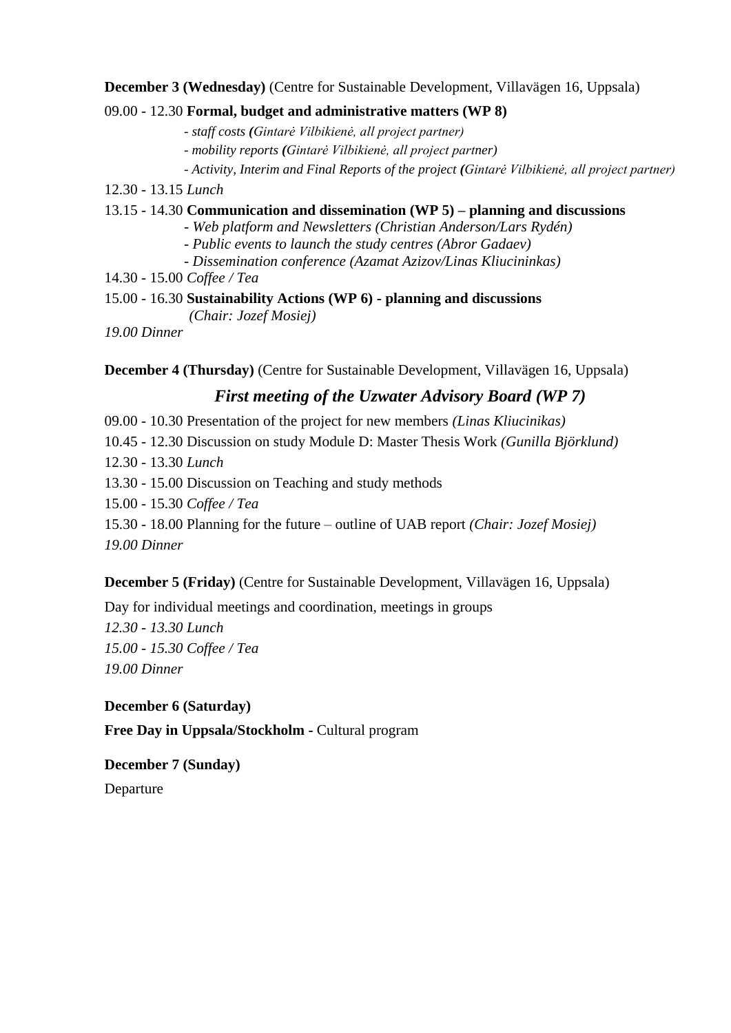**December 3 (Wednesday)** (Centre for Sustainable Development, Villavägen 16, Uppsala)

09.00 - 12.30 **Formal, budget and administrative matters (WP 8)**

- *staff costs (Gintarė Vilbikienė, all project partner)*
- *mobility reports (Gintarė Vilbikienė, all project partner)*
- *Activity, Interim and Final Reports of the project (Gintarė Vilbikienė, all project partner)*

12.30 - 13.15 *Lunch*

13.15 - 14.30 **Communication and dissemination (WP 5) – planning and discussions**

- *Web platform and Newsletters (Christian Anderson/Lars Rydén)*
- *Public events to launch the study centres (Abror Gadaev)*
- *Dissemination conference (Azamat Azizov/Linas Kliucininkas)*

14.30 - 15.00 *Coffee / Tea*

15.00 - 16.30 **Sustainability Actions (WP 6) - planning and discussions**
*(Chair: Jozef Mosiej)*

*19.00 Dinner*

**December 4 (Thursday)** (Centre for Sustainable Development, Villavägen 16, Uppsala)

## *First meeting of the Uzwater Advisory Board (WP 7)*

09.00 - 10.30 Presentation of the project for new members *(Linas Kliucinikas)*

10.45 - 12.30 Discussion on study Module D: Master Thesis Work *(Gunilla Björklund)*

12.30 - 13.30 *Lunch*

13.30 - 15.00 Discussion on Teaching and study methods

15.00 - 15.30 *Coffee / Tea*

15.30 - 18.00 Planning for the future – outline of UAB report *(Chair: Jozef Mosiej)*

*19.00 Dinner*

**December 5 (Friday)** (Centre for Sustainable Development, Villavägen 16, Uppsala)

Day for individual meetings and coordination, meetings in groups

*12.30 - 13.30 Lunch*

*15.00 - 15.30 Coffee / Tea*

*19.00 Dinner*

**December 6 (Saturday)**

**Free Day in Uppsala/Stockholm -** Cultural program

**December 7 (Sunday)**

Departure